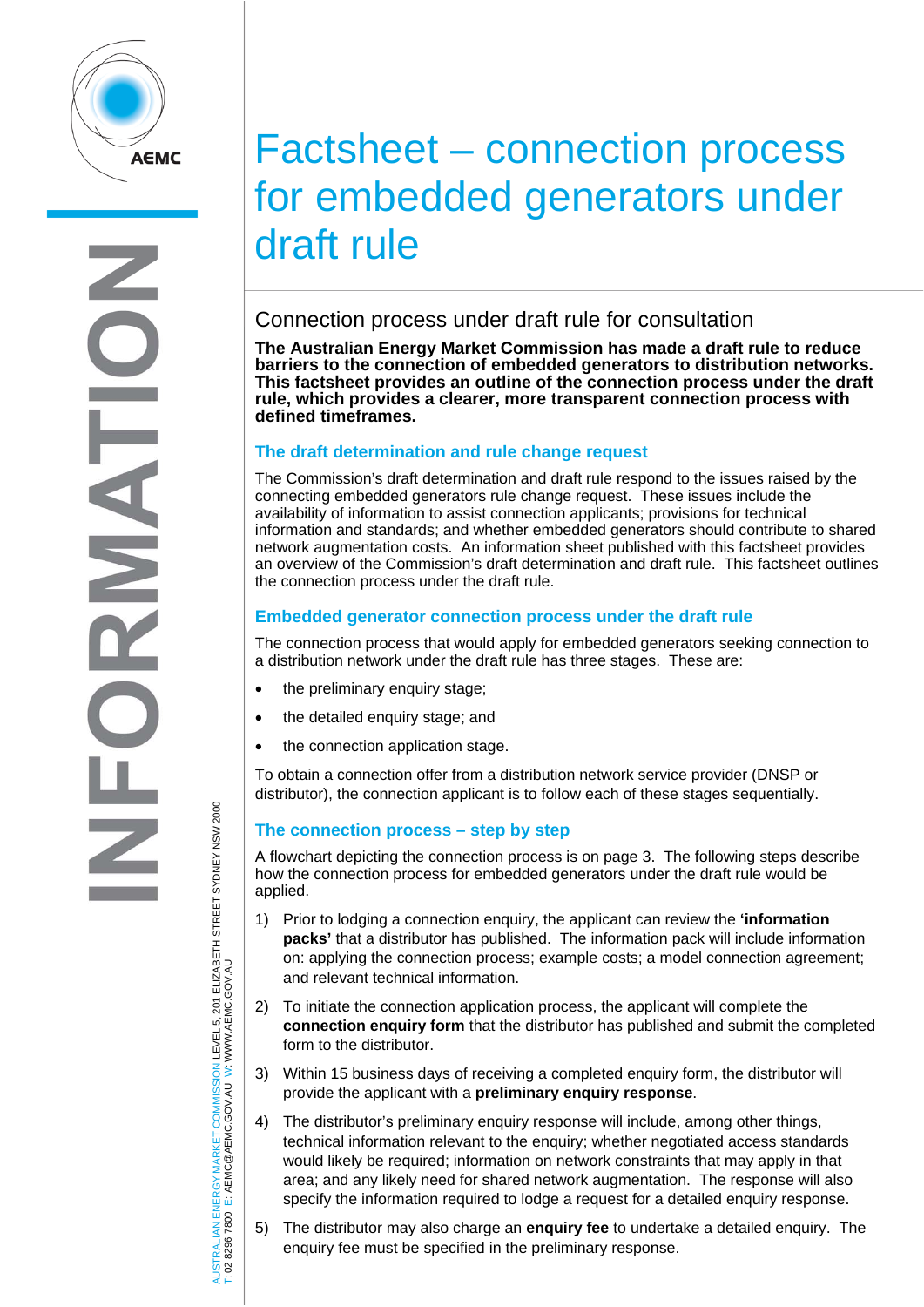# Factsheet – connection process for embedded generators under draft rule

## Connection process under draft rule for consultation

**The Australian Energy Market Commission has made a draft rule to reduce barriers to the connection of embedded generators to distribution networks. This factsheet provides an outline of the connection process under the draft rule, which provides a clearer, more transparent connection process with defined timeframes.**

### The draft determination and rule change request

The Commission's draft determination and draft rule respond to the issues raised by the connecting embedded generators rule change request. These issues include the availability of information to assist connection applicants; provisions for technical information and standards; and whether embedded generators should contribute to shared network augmentation costs. An information sheet published with this factsheet provides an overview of the Commission's draft determination and draft rule. This factsheet outlines the connection process under the draft rule.

### Embedded generator connection process under the draft rule

The connection process that would apply for embedded generators seeking connection to a distribution network under the draft rule has three stages. These are:

- the preliminary enquiry stage;
- the detailed enquiry stage; and
- the connection application stage.

To obtain a connection offer from a distribution network service provider (DNSP or distributor), the connection applicant is to follow each of these stages sequentially.

### The connection process – step by step

A flowchart depicting the connection process is on page 3. The following steps describe how the connection process for embedded generators under the draft rule would be applied.

1) Prior to lodging a connection enquiry, the applicant can review the **'information packs'** that a distributor has published. The information pack will include information on: applying the connection process; example costs; a model connection agreement; and relevant technical information.

2) To initiate the connection application process, the applicant will complete the **connection enquiry form** that the distributor has published and submit the completed form to the distributor.

3) Within 15 business days of receiving a completed enquiry form, the distributor will provide the applicant with a **preliminary enquiry response**.

4) The distributor's preliminary enquiry response will include, among other things, technical information relevant to the enquiry; whether negotiated access standards would likely be required; information on network constraints that may apply in that area; and any likely need for shared network augmentation. The response will also specify the information required to lodge a request for a detailed enquiry response.

5) The distributor may also charge an **enquiry fee** to undertake a detailed enquiry. The enquiry fee must be specified in the preliminary response.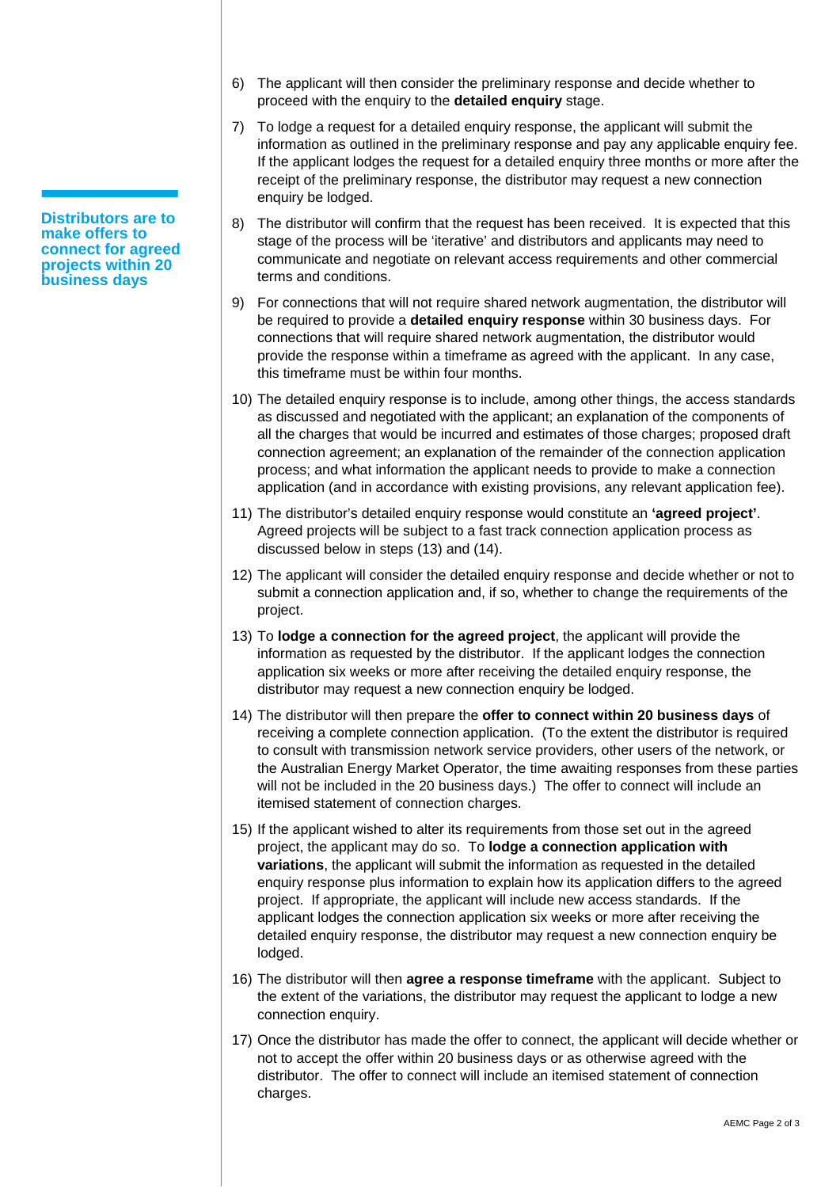**Distributors are to make offers to connect for agreed projects within 20 business days**

6) The applicant will then consider the preliminary response and decide whether to proceed with the enquiry to the **detailed enquiry** stage.

7) To lodge a request for a detailed enquiry response, the applicant will submit the information as outlined in the preliminary response and pay any applicable enquiry fee. If the applicant lodges the request for a detailed enquiry three months or more after the receipt of the preliminary response, the distributor may request a new connection enquiry be lodged.

8) The distributor will confirm that the request has been received. It is expected that this stage of the process will be 'iterative' and distributors and applicants may need to communicate and negotiate on relevant access requirements and other commercial terms and conditions.

9) For connections that will not require shared network augmentation, the distributor will be required to provide a **detailed enquiry response** within 30 business days. For connections that will require shared network augmentation, the distributor would provide the response within a timeframe as agreed with the applicant. In any case, this timeframe must be within four months.

10) The detailed enquiry response is to include, among other things, the access standards as discussed and negotiated with the applicant; an explanation of the components of all the charges that would be incurred and estimates of those charges; proposed draft connection agreement; an explanation of the remainder of the connection application process; and what information the applicant needs to provide to make a connection application (and in accordance with existing provisions, any relevant application fee).

11) The distributor's detailed enquiry response would constitute an **'agreed project'**. Agreed projects will be subject to a fast track connection application process as discussed below in steps (13) and (14).

12) The applicant will consider the detailed enquiry response and decide whether or not to submit a connection application and, if so, whether to change the requirements of the project.

13) To **lodge a connection for the agreed project**, the applicant will provide the information as requested by the distributor. If the applicant lodges the connection application six weeks or more after receiving the detailed enquiry response, the distributor may request a new connection enquiry be lodged.

14) The distributor will then prepare the **offer to connect within 20 business days** of receiving a complete connection application. (To the extent the distributor is required to consult with transmission network service providers, other users of the network, or the Australian Energy Market Operator, the time awaiting responses from these parties will not be included in the 20 business days.) The offer to connect will include an itemised statement of connection charges.

15) If the applicant wished to alter its requirements from those set out in the agreed project, the applicant may do so. To **lodge a connection application with variations**, the applicant will submit the information as requested in the detailed enquiry response plus information to explain how its application differs to the agreed project. If appropriate, the applicant will include new access standards. If the applicant lodges the connection application six weeks or more after receiving the detailed enquiry response, the distributor may request a new connection enquiry be lodged.

16) The distributor will then **agree a response timeframe** with the applicant. Subject to the extent of the variations, the distributor may request the applicant to lodge a new connection enquiry.

17) Once the distributor has made the offer to connect, the applicant will decide whether or not to accept the offer within 20 business days or as otherwise agreed with the distributor. The offer to connect will include an itemised statement of connection charges.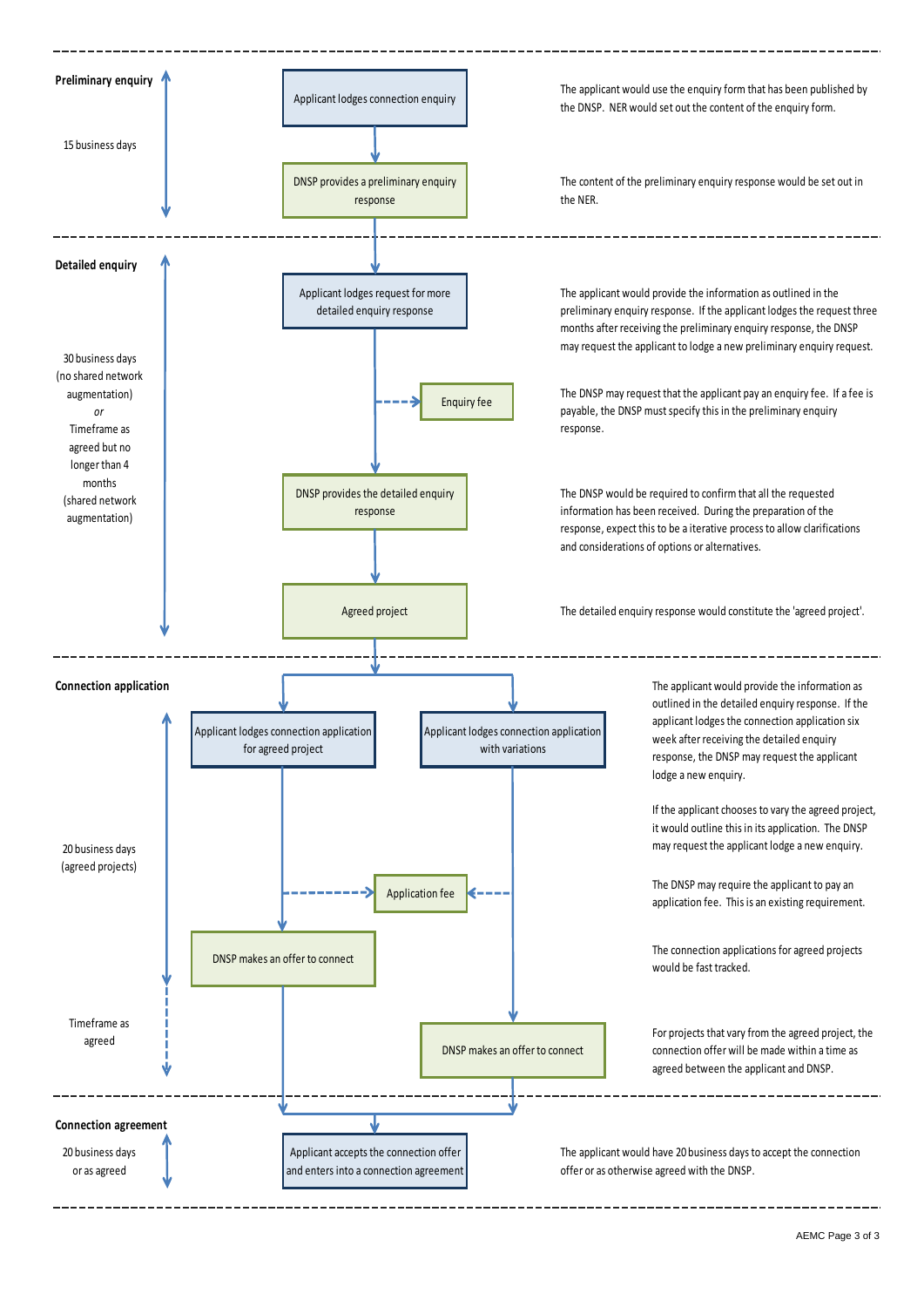## Preliminary enquiry

15 business days

Applicant lodges connection enquiry

The applicant would use the enquiry form that has been published by the DNSP. NER would set out the content of the enquiry form.

DNSP provides a preliminary enquiry response

The content of the preliminary enquiry response would be set out in the NER.

## Detailed enquiry

30 business days (no shared network augmentation) *or* Timeframe as agreed but no longer than 4 months (shared network augmentation)

Applicant lodges request for more detailed enquiry response

The applicant would provide the information as outlined in the preliminary enquiry response. If the applicant lodges the request three months after receiving the preliminary enquiry response, the DNSP may request the applicant to lodge a new preliminary enquiry request.

Enquiry fee

The DNSP may request that the applicant pay an enquiry fee. If a fee is payable, the DNSP must specify this in the preliminary enquiry response.

DNSP provides the detailed enquiry response

The DNSP would be required to confirm that all the requested information has been received. During the preparation of the response, expect this to be a iterative process to allow clarifications and considerations of options or alternatives.

Agreed project

The detailed enquiry response would constitute the 'agreed project'.

## Connection application

20 business days (agreed projects)

Timeframe as agreed

Applicant lodges connection application for agreed project

Applicant lodges connection application with variations

The applicant would provide the information as outlined in the detailed enquiry response. If the applicant lodges the connection application six week after receiving the detailed enquiry response, the DNSP may request the applicant lodge a new enquiry.

If the applicant chooses to vary the agreed project, it would outline this in its application. The DNSP may request the applicant lodge a new enquiry.

Application fee

The DNSP may require the applicant to pay an application fee. This is an existing requirement.

DNSP makes an offer to connect

The connection applications for agreed projects would be fast tracked.

DNSP makes an offer to connect

For projects that vary from the agreed project, the connection offer will be made within a time as agreed between the applicant and DNSP.

## Connection agreement

20 business days or as agreed

Applicant accepts the connection offer and enters into a connection agreement

The applicant would have 20 business days to accept the connection offer or as otherwise agreed with the DNSP.